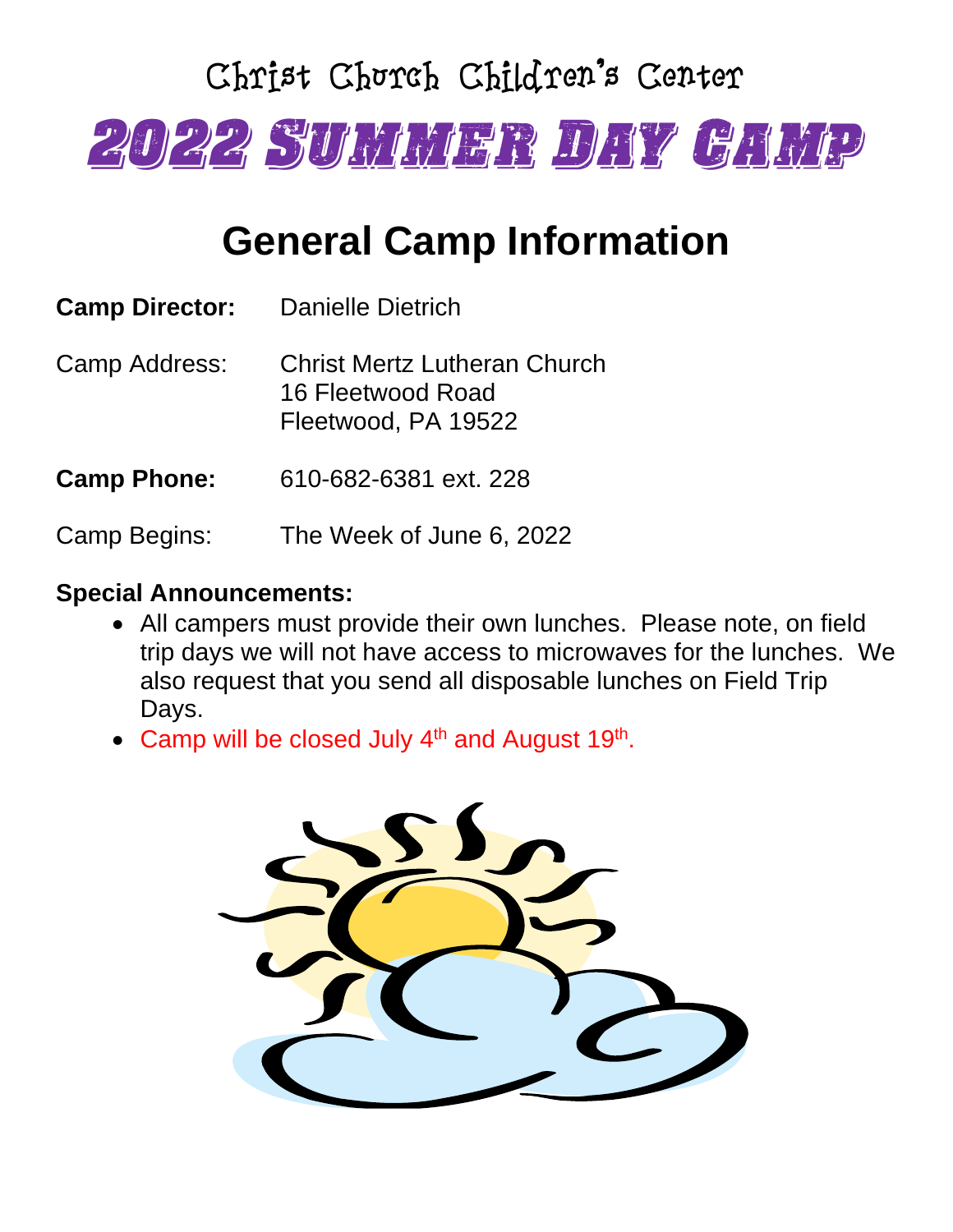# Christ Church Children's Center

# 2022 Summer Day Camp

## General Camp Information

**Camp Director:** Danielle Dietrich

Camp Address: Christ Mertz Lutheran Church
16 Fleetwood Road
Fleetwood, PA 19522

**Camp Phone:** 610-682-6381 ext. 228

Camp Begins: The Week of June 6, 2022

**Special Announcements:**

- All campers must provide their own lunches. Please note, on field trip days we will not have access to microwaves for the lunches. We also request that you send all disposable lunches on Field Trip Days.
- Camp will be closed July 4th and August 19th.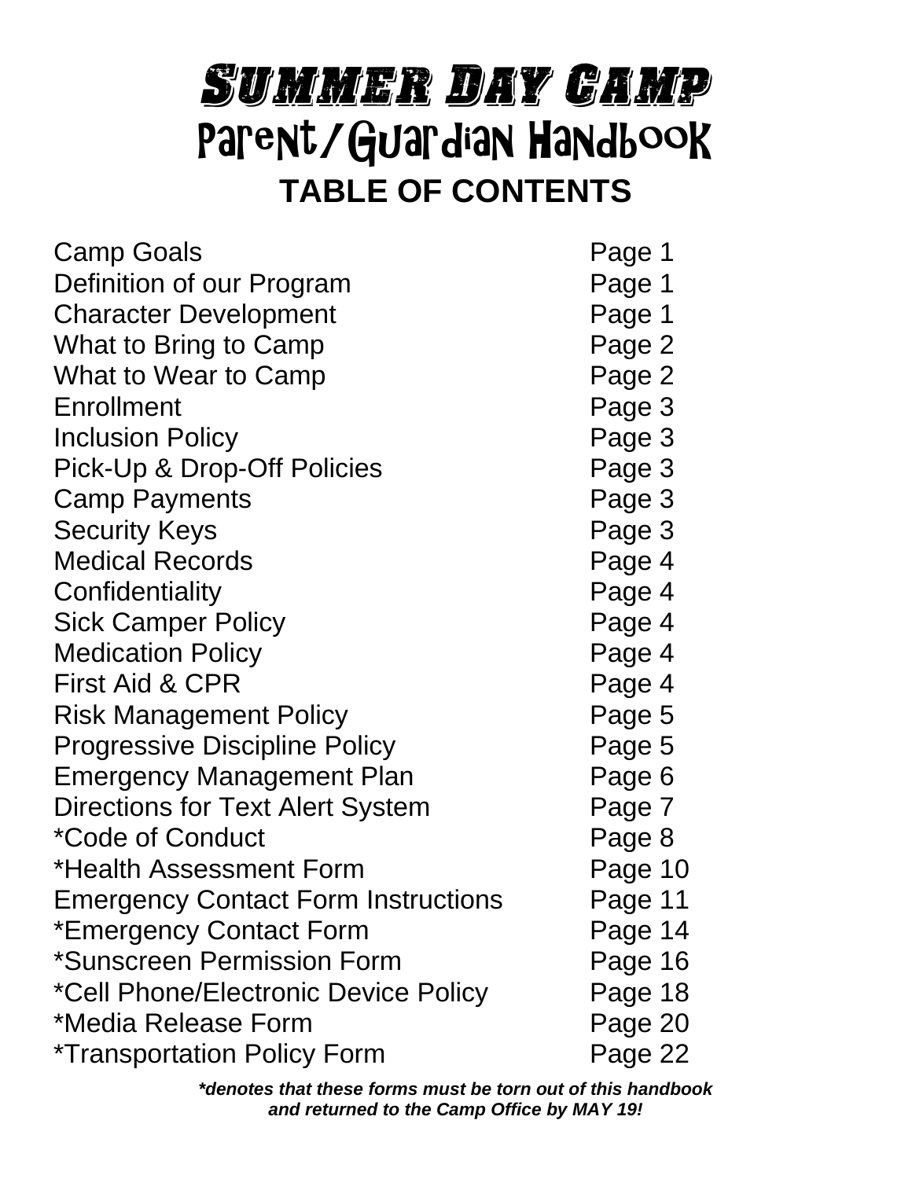# Summer Day Camp

## Parent/Guardian Handbook

### TABLE OF CONTENTS

| | |
|---|---|
| Camp Goals | Page 1 |
| Definition of our Program | Page 1 |
| Character Development | Page 1 |
| What to Bring to Camp | Page 2 |
| What to Wear to Camp | Page 2 |
| Enrollment | Page 3 |
| Inclusion Policy | Page 3 |
| Pick-Up & Drop-Off Policies | Page 3 |
| Camp Payments | Page 3 |
| Security Keys | Page 3 |
| Medical Records | Page 4 |
| Confidentiality | Page 4 |
| Sick Camper Policy | Page 4 |
| Medication Policy | Page 4 |
| First Aid & CPR | Page 4 |
| Risk Management Policy | Page 5 |
| Progressive Discipline Policy | Page 5 |
| Emergency Management Plan | Page 6 |
| Directions for Text Alert System | Page 7 |
| *Code of Conduct | Page 8 |
| *Health Assessment Form | Page 10 |
| Emergency Contact Form Instructions | Page 11 |
| *Emergency Contact Form | Page 14 |
| *Sunscreen Permission Form | Page 16 |
| *Cell Phone/Electronic Device Policy | Page 18 |
| *Media Release Form | Page 20 |
| *Transportation Policy Form | Page 22 |

***denotes that these forms must be torn out of this handbook and returned to the Camp Office by MAY 19!***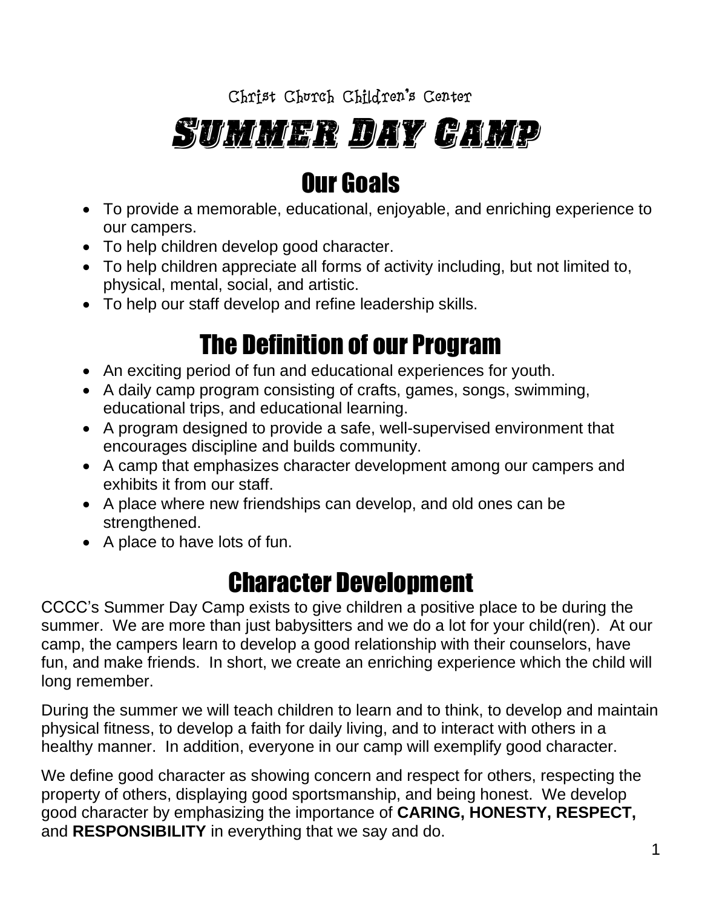Christ Church Children's Center

# Summer Day Camp

## Our Goals

- To provide a memorable, educational, enjoyable, and enriching experience to our campers.
- To help children develop good character.
- To help children appreciate all forms of activity including, but not limited to, physical, mental, social, and artistic.
- To help our staff develop and refine leadership skills.

## The Definition of our Program

- An exciting period of fun and educational experiences for youth.
- A daily camp program consisting of crafts, games, songs, swimming, educational trips, and educational learning.
- A program designed to provide a safe, well-supervised environment that encourages discipline and builds community.
- A camp that emphasizes character development among our campers and exhibits it from our staff.
- A place where new friendships can develop, and old ones can be strengthened.
- A place to have lots of fun.

## Character Development

CCCC's Summer Day Camp exists to give children a positive place to be during the summer. We are more than just babysitters and we do a lot for your child(ren). At our camp, the campers learn to develop a good relationship with their counselors, have fun, and make friends. In short, we create an enriching experience which the child will long remember.

During the summer we will teach children to learn and to think, to develop and maintain physical fitness, to develop a faith for daily living, and to interact with others in a healthy manner. In addition, everyone in our camp will exemplify good character.

We define good character as showing concern and respect for others, respecting the property of others, displaying good sportsmanship, and being honest. We develop good character by emphasizing the importance of **CARING, HONESTY, RESPECT,** and **RESPONSIBILITY** in everything that we say and do.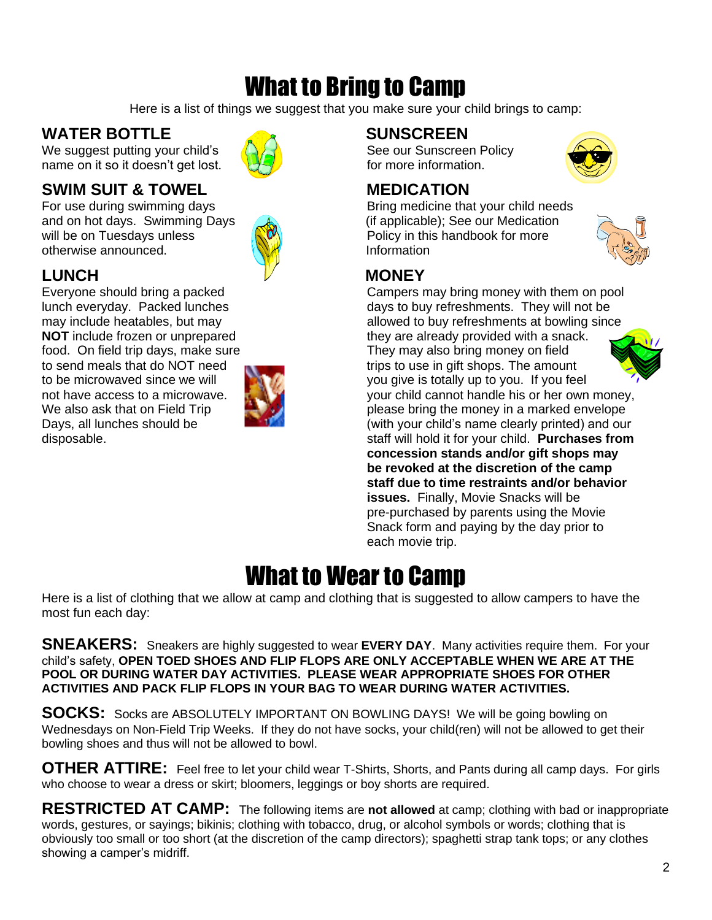# What to Bring to Camp

Here is a list of things we suggest that you make sure your child brings to camp:

## WATER BOTTLE

We suggest putting your child's name on it so it doesn't get lost.

## SWIM SUIT & TOWEL

For use during swimming days and on hot days. Swimming Days will be on Tuesdays unless otherwise announced.

## LUNCH

Everyone should bring a packed lunch everyday. Packed lunches may include heatables, but may **NOT** include frozen or unprepared food. On field trip days, make sure to send meals that do NOT need to be microwaved since we will not have access to a microwave. We also ask that on Field Trip Days, all lunches should be disposable.

## SUNSCREEN

See our Sunscreen Policy for more information.

## MEDICATION

Bring medicine that your child needs (if applicable); See our Medication Policy in this handbook for more Information

## MONEY

Campers may bring money with them on pool days to buy refreshments. They will not be allowed to buy refreshments at bowling since they are already provided with a snack. They may also bring money on field trips to use in gift shops. The amount you give is totally up to you. If you feel your child cannot handle his or her own money, please bring the money in a marked envelope (with your child's name clearly printed) and our staff will hold it for your child. **Purchases from concession stands and/or gift shops may be revoked at the discretion of the camp staff due to time restraints and/or behavior issues.** Finally, Movie Snacks will be pre-purchased by parents using the Movie Snack form and paying by the day prior to each movie trip.

# What to Wear to Camp

Here is a list of clothing that we allow at camp and clothing that is suggested to allow campers to have the most fun each day:

**SNEAKERS:** Sneakers are highly suggested to wear **EVERY DAY**. Many activities require them. For your child's safety, **OPEN TOED SHOES AND FLIP FLOPS ARE ONLY ACCEPTABLE WHEN WE ARE AT THE POOL OR DURING WATER DAY ACTIVITIES. PLEASE WEAR APPROPRIATE SHOES FOR OTHER ACTIVITIES AND PACK FLIP FLOPS IN YOUR BAG TO WEAR DURING WATER ACTIVITIES.**

**SOCKS:** Socks are ABSOLUTELY IMPORTANT ON BOWLING DAYS! We will be going bowling on Wednesdays on Non-Field Trip Weeks. If they do not have socks, your child(ren) will not be allowed to get their bowling shoes and thus will not be allowed to bowl.

**OTHER ATTIRE:** Feel free to let your child wear T-Shirts, Shorts, and Pants during all camp days. For girls who choose to wear a dress or skirt; bloomers, leggings or boy shorts are required.

**RESTRICTED AT CAMP:** The following items are **not allowed** at camp; clothing with bad or inappropriate words, gestures, or sayings; bikinis; clothing with tobacco, drug, or alcohol symbols or words; clothing that is obviously too small or too short (at the discretion of the camp directors); spaghetti strap tank tops; or any clothes showing a camper's midriff.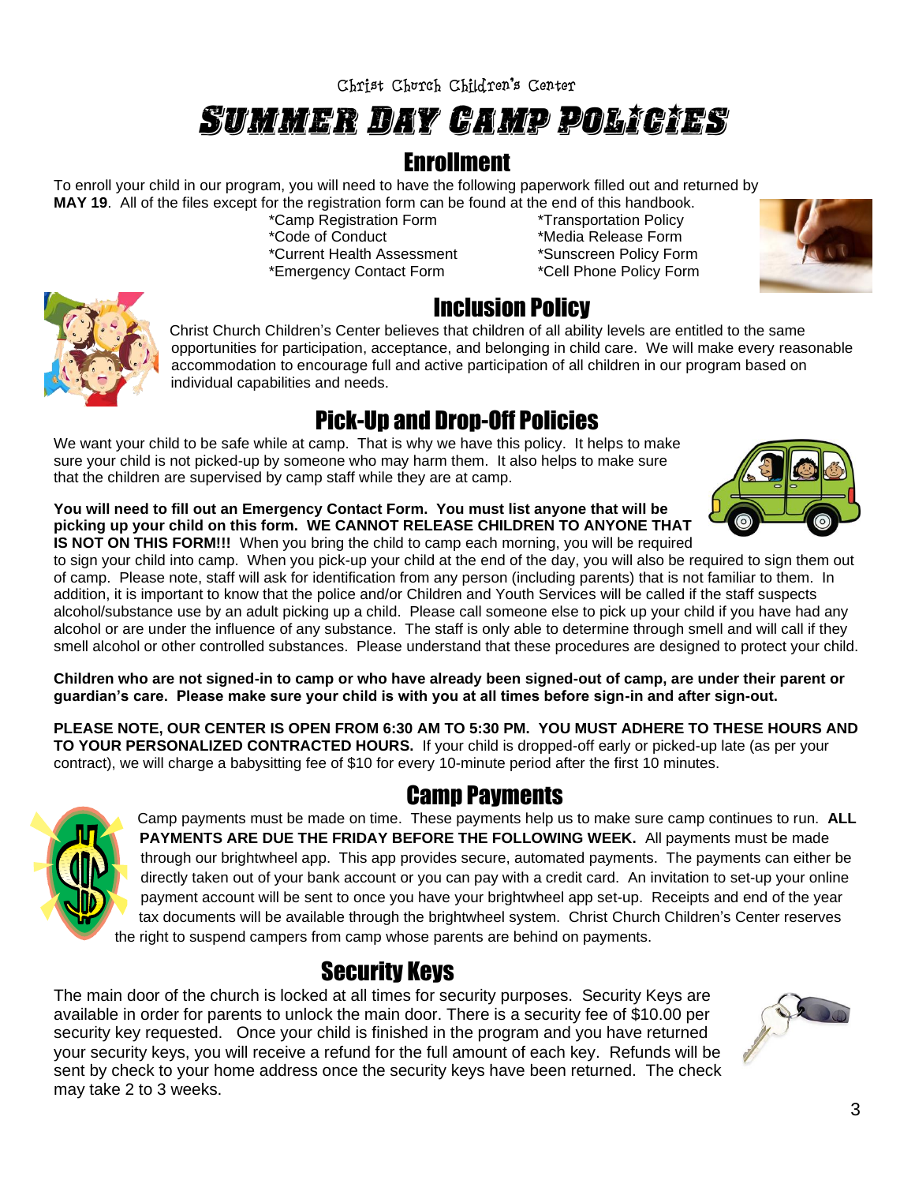Christ Church Children's Center

# Summer Day Camp Policies

## Enrollment

To enroll your child in our program, you will need to have the following paperwork filled out and returned by **MAY 19**. All of the files except for the registration form can be found at the end of this handbook.

*Camp Registration Form
*Code of Conduct
*Current Health Assessment
*Emergency Contact Form
*Transportation Policy
*Media Release Form
*Sunscreen Policy Form
*Cell Phone Policy Form

## Inclusion Policy

Christ Church Children's Center believes that children of all ability levels are entitled to the same opportunities for participation, acceptance, and belonging in child care. We will make every reasonable accommodation to encourage full and active participation of all children in our program based on individual capabilities and needs.

## Pick-Up and Drop-Off Policies

We want your child to be safe while at camp. That is why we have this policy. It helps to make sure your child is not picked-up by someone who may harm them. It also helps to make sure that the children are supervised by camp staff while they are at camp.

**You will need to fill out an Emergency Contact Form. You must list anyone that will be picking up your child on this form. WE CANNOT RELEASE CHILDREN TO ANYONE THAT IS NOT ON THIS FORM!!!** When you bring the child to camp each morning, you will be required to sign your child into camp. When you pick-up your child at the end of the day, you will also be required to sign them out of camp. Please note, staff will ask for identification from any person (including parents) that is not familiar to them. In addition, it is important to know that the police and/or Children and Youth Services will be called if the staff suspects alcohol/substance use by an adult picking up a child. Please call someone else to pick up your child if you have had any alcohol or are under the influence of any substance. The staff is only able to determine through smell and will call if they smell alcohol or other controlled substances. Please understand that these procedures are designed to protect your child.

**Children who are not signed-in to camp or who have already been signed-out of camp, are under their parent or guardian's care. Please make sure your child is with you at all times before sign-in and after sign-out.**

**PLEASE NOTE, OUR CENTER IS OPEN FROM 6:30 AM TO 5:30 PM. YOU MUST ADHERE TO THESE HOURS AND TO YOUR PERSONALIZED CONTRACTED HOURS.** If your child is dropped-off early or picked-up late (as per your contract), we will charge a babysitting fee of $10 for every 10-minute period after the first 10 minutes.

## Camp Payments

Camp payments must be made on time. These payments help us to make sure camp continues to run. **ALL PAYMENTS ARE DUE THE FRIDAY BEFORE THE FOLLOWING WEEK.** All payments must be made through our brightwheel app. This app provides secure, automated payments. The payments can either be directly taken out of your bank account or you can pay with a credit card. An invitation to set-up your online payment account will be sent to once you have your brightwheel app set-up. Receipts and end of the year tax documents will be available through the brightwheel system. Christ Church Children's Center reserves the right to suspend campers from camp whose parents are behind on payments.

## Security Keys

The main door of the church is locked at all times for security purposes. Security Keys are available in order for parents to unlock the main door. There is a security fee of $10.00 per security key requested. Once your child is finished in the program and you have returned your security keys, you will receive a refund for the full amount of each key. Refunds will be sent by check to your home address once the security keys have been returned. The check may take 2 to 3 weeks.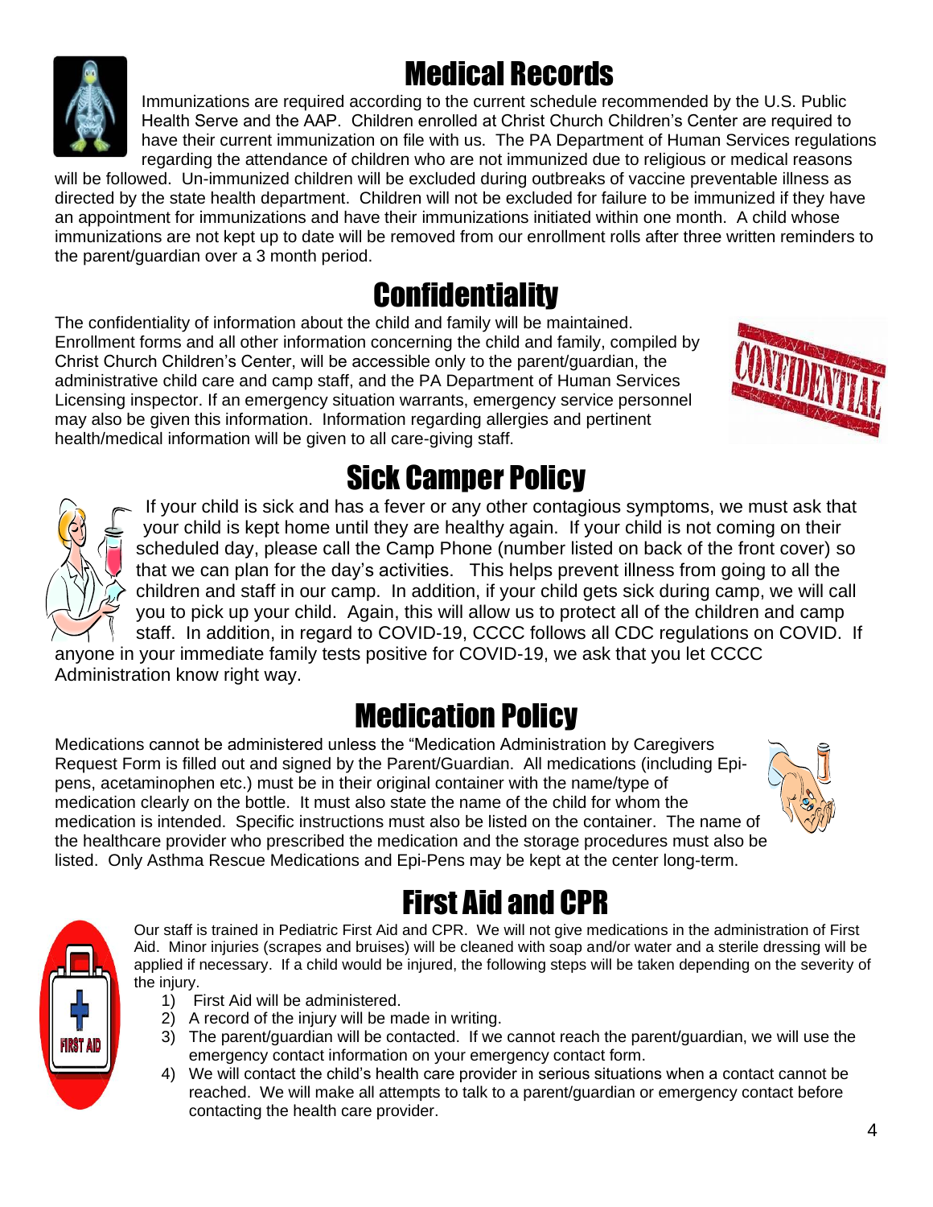# Medical Records

Immunizations are required according to the current schedule recommended by the U.S. Public Health Serve and the AAP. Children enrolled at Christ Church Children's Center are required to have their current immunization on file with us. The PA Department of Human Services regulations regarding the attendance of children who are not immunized due to religious or medical reasons will be followed. Un-immunized children will be excluded during outbreaks of vaccine preventable illness as directed by the state health department. Children will not be excluded for failure to be immunized if they have an appointment for immunizations and have their immunizations initiated within one month. A child whose immunizations are not kept up to date will be removed from our enrollment rolls after three written reminders to the parent/guardian over a 3 month period.

# Confidentiality

The confidentiality of information about the child and family will be maintained. Enrollment forms and all other information concerning the child and family, compiled by Christ Church Children's Center, will be accessible only to the parent/guardian, the administrative child care and camp staff, and the PA Department of Human Services Licensing inspector. If an emergency situation warrants, emergency service personnel may also be given this information. Information regarding allergies and pertinent health/medical information will be given to all care-giving staff.

# Sick Camper Policy

If your child is sick and has a fever or any other contagious symptoms, we must ask that your child is kept home until they are healthy again. If your child is not coming on their scheduled day, please call the Camp Phone (number listed on back of the front cover) so that we can plan for the day's activities. This helps prevent illness from going to all the children and staff in our camp. In addition, if your child gets sick during camp, we will call you to pick up your child. Again, this will allow us to protect all of the children and camp staff. In addition, in regard to COVID-19, CCCC follows all CDC regulations on COVID. If anyone in your immediate family tests positive for COVID-19, we ask that you let CCCC Administration know right way.

# Medication Policy

Medications cannot be administered unless the "Medication Administration by Caregivers Request Form is filled out and signed by the Parent/Guardian. All medications (including Epi-pens, acetaminophen etc.) must be in their original container with the name/type of medication clearly on the bottle. It must also state the name of the child for whom the medication is intended. Specific instructions must also be listed on the container. The name of the healthcare provider who prescribed the medication and the storage procedures must also be listed. Only Asthma Rescue Medications and Epi-Pens may be kept at the center long-term.

# First Aid and CPR

Our staff is trained in Pediatric First Aid and CPR. We will not give medications in the administration of First Aid. Minor injuries (scrapes and bruises) will be cleaned with soap and/or water and a sterile dressing will be applied if necessary. If a child would be injured, the following steps will be taken depending on the severity of the injury.

1) First Aid will be administered.
2) A record of the injury will be made in writing.
3) The parent/guardian will be contacted. If we cannot reach the parent/guardian, we will use the emergency contact information on your emergency contact form.
4) We will contact the child's health care provider in serious situations when a contact cannot be reached. We will make all attempts to talk to a parent/guardian or emergency contact before contacting the health care provider.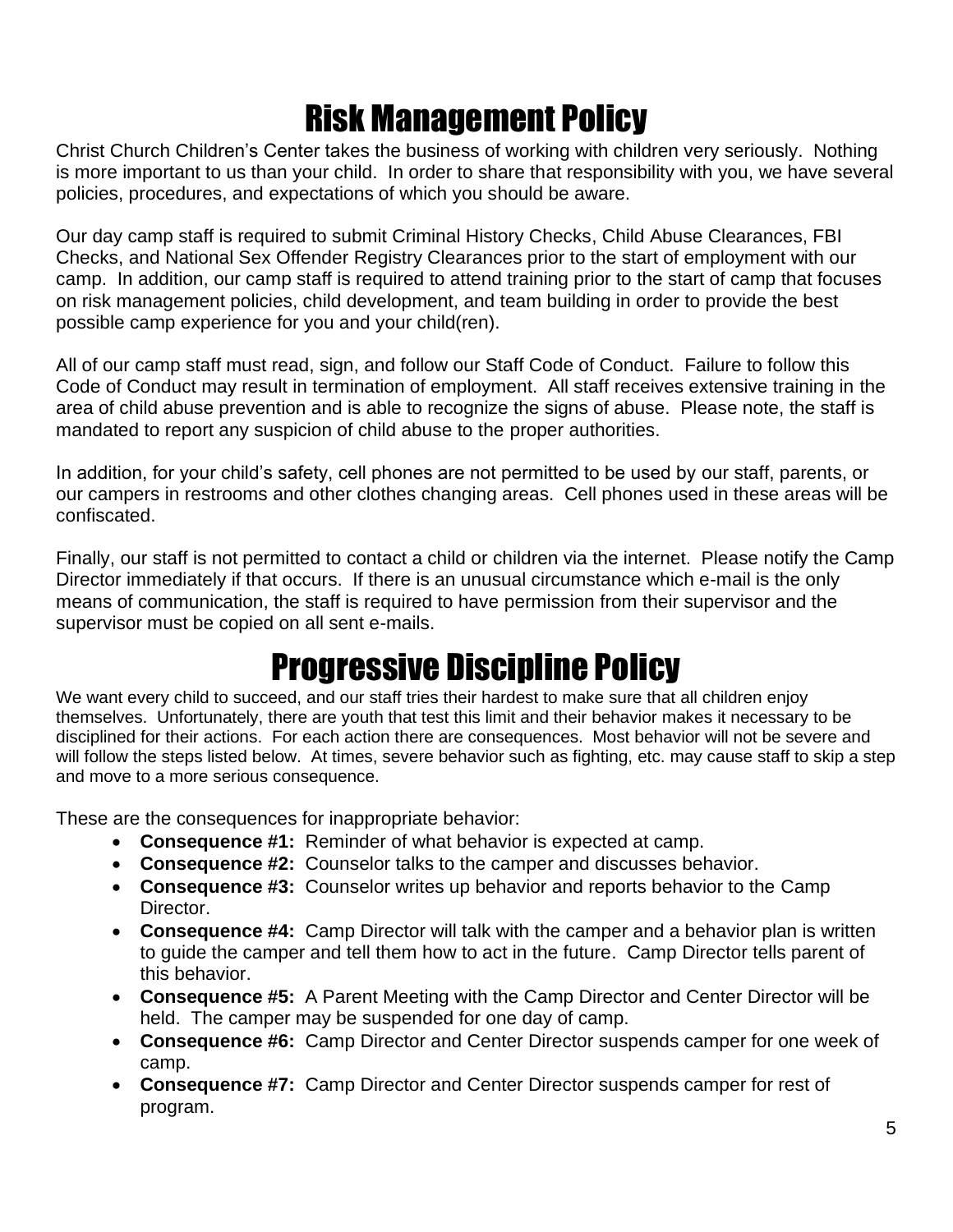# Risk Management Policy

Christ Church Children's Center takes the business of working with children very seriously. Nothing is more important to us than your child. In order to share that responsibility with you, we have several policies, procedures, and expectations of which you should be aware.

Our day camp staff is required to submit Criminal History Checks, Child Abuse Clearances, FBI Checks, and National Sex Offender Registry Clearances prior to the start of employment with our camp. In addition, our camp staff is required to attend training prior to the start of camp that focuses on risk management policies, child development, and team building in order to provide the best possible camp experience for you and your child(ren).

All of our camp staff must read, sign, and follow our Staff Code of Conduct. Failure to follow this Code of Conduct may result in termination of employment. All staff receives extensive training in the area of child abuse prevention and is able to recognize the signs of abuse. Please note, the staff is mandated to report any suspicion of child abuse to the proper authorities.

In addition, for your child's safety, cell phones are not permitted to be used by our staff, parents, or our campers in restrooms and other clothes changing areas. Cell phones used in these areas will be confiscated.

Finally, our staff is not permitted to contact a child or children via the internet. Please notify the Camp Director immediately if that occurs. If there is an unusual circumstance which e-mail is the only means of communication, the staff is required to have permission from their supervisor and the supervisor must be copied on all sent e-mails.

# Progressive Discipline Policy

We want every child to succeed, and our staff tries their hardest to make sure that all children enjoy themselves. Unfortunately, there are youth that test this limit and their behavior makes it necessary to be disciplined for their actions. For each action there are consequences. Most behavior will not be severe and will follow the steps listed below. At times, severe behavior such as fighting, etc. may cause staff to skip a step and move to a more serious consequence.

These are the consequences for inappropriate behavior:

- **Consequence #1:** Reminder of what behavior is expected at camp.
- **Consequence #2:** Counselor talks to the camper and discusses behavior.
- **Consequence #3:** Counselor writes up behavior and reports behavior to the Camp Director.
- **Consequence #4:** Camp Director will talk with the camper and a behavior plan is written to guide the camper and tell them how to act in the future. Camp Director tells parent of this behavior.
- **Consequence #5:** A Parent Meeting with the Camp Director and Center Director will be held. The camper may be suspended for one day of camp.
- **Consequence #6:** Camp Director and Center Director suspends camper for one week of camp.
- **Consequence #7:** Camp Director and Center Director suspends camper for rest of program.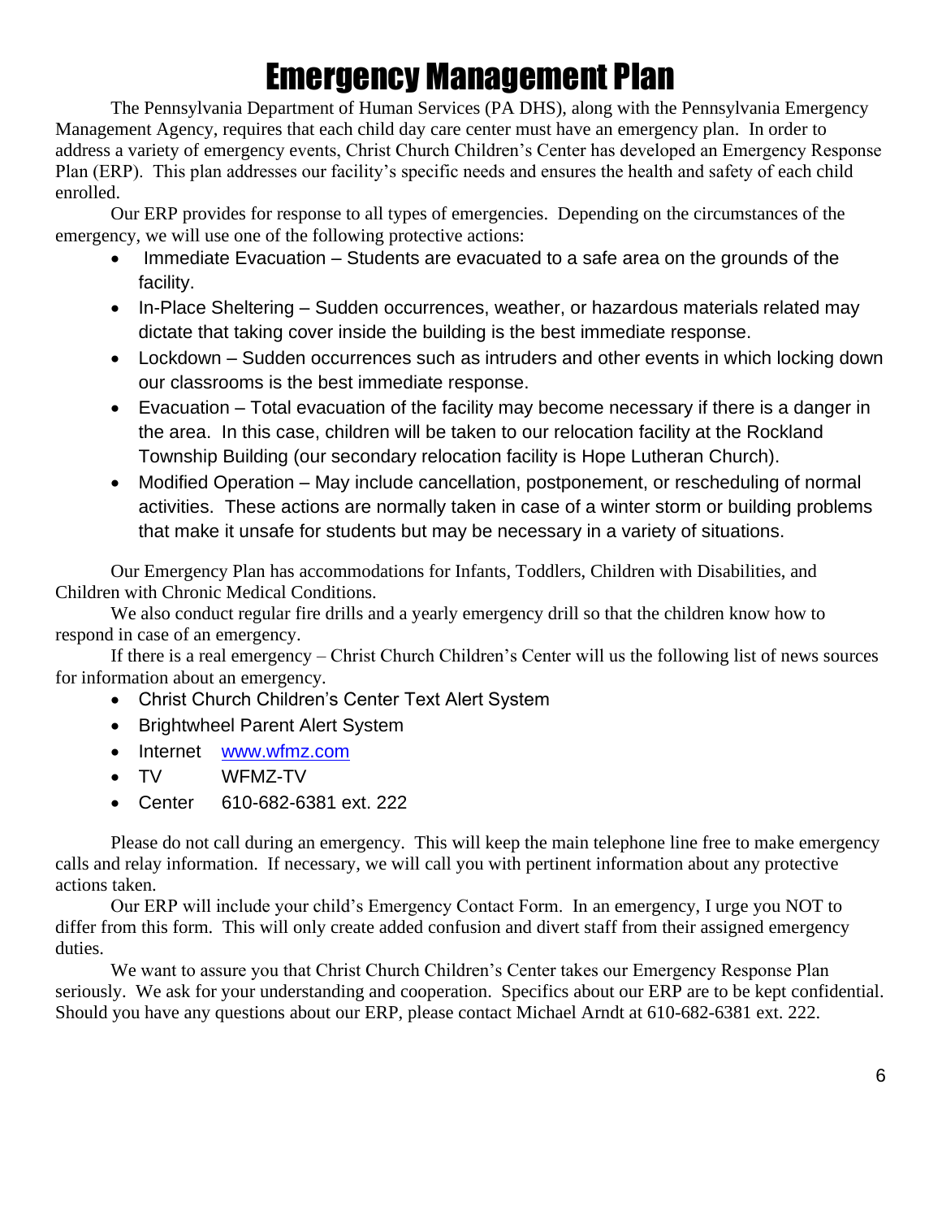# Emergency Management Plan

The Pennsylvania Department of Human Services (PA DHS), along with the Pennsylvania Emergency Management Agency, requires that each child day care center must have an emergency plan. In order to address a variety of emergency events, Christ Church Children's Center has developed an Emergency Response Plan (ERP). This plan addresses our facility's specific needs and ensures the health and safety of each child enrolled.

Our ERP provides for response to all types of emergencies. Depending on the circumstances of the emergency, we will use one of the following protective actions:

- Immediate Evacuation – Students are evacuated to a safe area on the grounds of the facility.
- In-Place Sheltering – Sudden occurrences, weather, or hazardous materials related may dictate that taking cover inside the building is the best immediate response.
- Lockdown – Sudden occurrences such as intruders and other events in which locking down our classrooms is the best immediate response.
- Evacuation – Total evacuation of the facility may become necessary if there is a danger in the area. In this case, children will be taken to our relocation facility at the Rockland Township Building (our secondary relocation facility is Hope Lutheran Church).
- Modified Operation – May include cancellation, postponement, or rescheduling of normal activities. These actions are normally taken in case of a winter storm or building problems that make it unsafe for students but may be necessary in a variety of situations.

Our Emergency Plan has accommodations for Infants, Toddlers, Children with Disabilities, and Children with Chronic Medical Conditions.

We also conduct regular fire drills and a yearly emergency drill so that the children know how to respond in case of an emergency.

If there is a real emergency – Christ Church Children's Center will us the following list of news sources for information about an emergency.

- Christ Church Children's Center Text Alert System
- Brightwheel Parent Alert System
- Internet www.wfmz.com
- TV WFMZ-TV
- Center 610-682-6381 ext. 222

Please do not call during an emergency. This will keep the main telephone line free to make emergency calls and relay information. If necessary, we will call you with pertinent information about any protective actions taken.

Our ERP will include your child's Emergency Contact Form. In an emergency, I urge you NOT to differ from this form. This will only create added confusion and divert staff from their assigned emergency duties.

We want to assure you that Christ Church Children's Center takes our Emergency Response Plan seriously. We ask for your understanding and cooperation. Specifics about our ERP are to be kept confidential. Should you have any questions about our ERP, please contact Michael Arndt at 610-682-6381 ext. 222.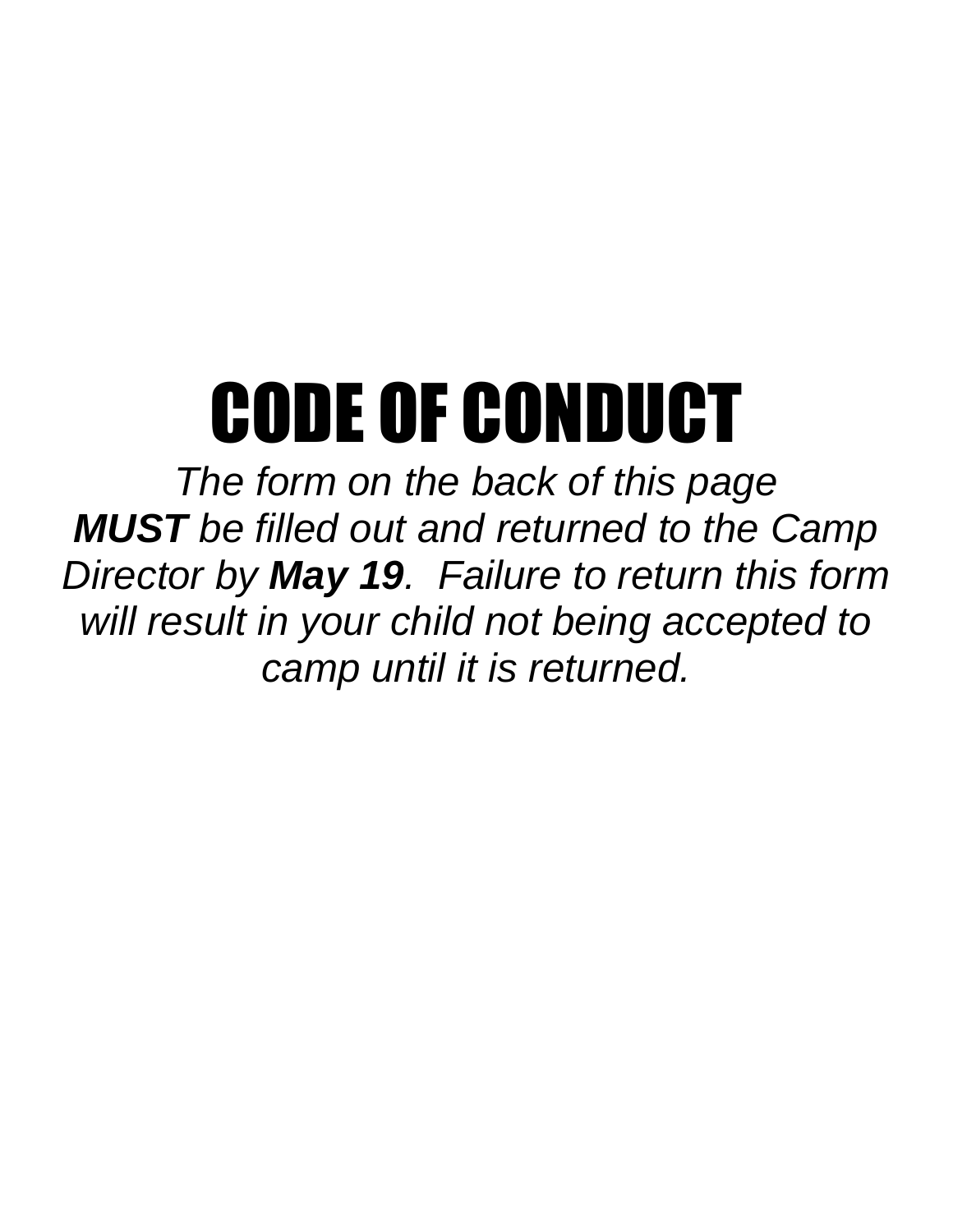# CODE OF CONDUCT

*The form on the back of this page* ***MUST*** *be filled out and returned to the Camp Director by* ***May 19****. Failure to return this form will result in your child not being accepted to camp until it is returned.*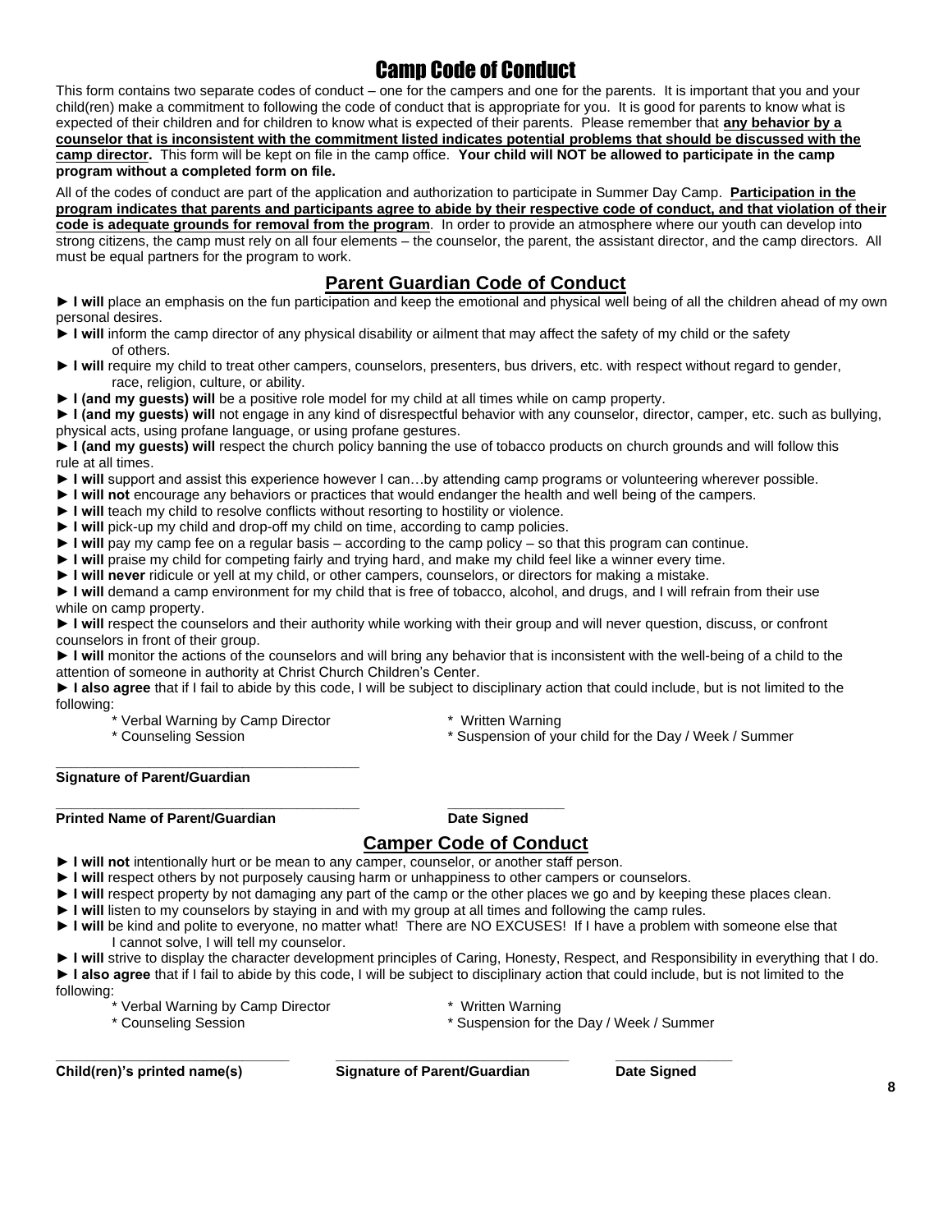# Camp Code of Conduct

This form contains two separate codes of conduct – one for the campers and one for the parents. It is important that you and your child(ren) make a commitment to following the code of conduct that is appropriate for you. It is good for parents to know what is expected of their children and for children to know what is expected of their parents. Please remember that **any behavior by a counselor that is inconsistent with the commitment listed indicates potential problems that should be discussed with the camp director.** This form will be kept on file in the camp office. **Your child will NOT be allowed to participate in the camp program without a completed form on file.**

All of the codes of conduct are part of the application and authorization to participate in Summer Day Camp. **Participation in the program indicates that parents and participants agree to abide by their respective code of conduct, and that violation of their code is adequate grounds for removal from the program**. In order to provide an atmosphere where our youth can develop into strong citizens, the camp must rely on all four elements – the counselor, the parent, the assistant director, and the camp directors. All must be equal partners for the program to work.

## Parent Guardian Code of Conduct

► **I will** place an emphasis on the fun participation and keep the emotional and physical well being of all the children ahead of my own personal desires.

► **I will** inform the camp director of any physical disability or ailment that may affect the safety of my child or the safety of others.

► **I will** require my child to treat other campers, counselors, presenters, bus drivers, etc. with respect without regard to gender, race, religion, culture, or ability.

► **I (and my guests) will** be a positive role model for my child at all times while on camp property.

► **I (and my guests) will** not engage in any kind of disrespectful behavior with any counselor, director, camper, etc. such as bullying, physical acts, using profane language, or using profane gestures.

► **I (and my guests) will** respect the church policy banning the use of tobacco products on church grounds and will follow this rule at all times.

► **I will** support and assist this experience however I can…by attending camp programs or volunteering wherever possible.

► **I will not** encourage any behaviors or practices that would endanger the health and well being of the campers.

► **I will** teach my child to resolve conflicts without resorting to hostility or violence.

► **I will** pick-up my child and drop-off my child on time, according to camp policies.

► **I will** pay my camp fee on a regular basis – according to the camp policy – so that this program can continue.

► **I will** praise my child for competing fairly and trying hard, and make my child feel like a winner every time.

► **I will never** ridicule or yell at my child, or other campers, counselors, or directors for making a mistake.

► **I will** demand a camp environment for my child that is free of tobacco, alcohol, and drugs, and I will refrain from their use while on camp property.

► **I will** respect the counselors and their authority while working with their group and will never question, discuss, or confront counselors in front of their group.

► **I will** monitor the actions of the counselors and will bring any behavior that is inconsistent with the well-being of a child to the attention of someone in authority at Christ Church Children's Center.

► **I also agree** that if I fail to abide by this code, I will be subject to disciplinary action that could include, but is not limited to the following:

* Verbal Warning by Camp Director
* Written Warning
* Counseling Session
* Suspension of your child for the Day / Week / Summer

\_\_\_\_\_\_\_\_\_\_\_\_\_\_\_\_\_\_\_\_\_\_\_\_\_\_\_\_\_\_\_\_\_\_\_\_\_\_
**Signature of Parent/Guardian**

\_\_\_\_\_\_\_\_\_\_\_\_\_\_\_\_\_\_\_\_\_\_\_\_\_\_\_\_\_\_\_\_\_\_\_\_\_\_ \_\_\_\_\_\_\_\_\_\_\_\_\_\_
**Printed Name of Parent/Guardian** **Date Signed**

## Camper Code of Conduct

► **I will not** intentionally hurt or be mean to any camper, counselor, or another staff person.

► **I will** respect others by not purposely causing harm or unhappiness to other campers or counselors.

► **I will** respect property by not damaging any part of the camp or the other places we go and by keeping these places clean.

► **I will** listen to my counselors by staying in and with my group at all times and following the camp rules.

► **I will** be kind and polite to everyone, no matter what! There are NO EXCUSES! If I have a problem with someone else that I cannot solve, I will tell my counselor.

► **I will** strive to display the character development principles of Caring, Honesty, Respect, and Responsibility in everything that I do.

► **I also agree** that if I fail to abide by this code, I will be subject to disciplinary action that could include, but is not limited to the following:

* Verbal Warning by Camp Director
* Written Warning
* Counseling Session
* Suspension for the Day / Week / Summer

\_\_\_\_\_\_\_\_\_\_\_\_\_\_\_\_\_\_\_\_\_\_\_\_\_\_\_\_\_\_ \_\_\_\_\_\_\_\_\_\_\_\_\_\_\_\_\_\_\_\_\_\_\_\_\_\_\_\_\_\_ \_\_\_\_\_\_\_\_\_\_\_\_\_\_
**Child(ren)'s printed name(s)** **Signature of Parent/Guardian** **Date Signed**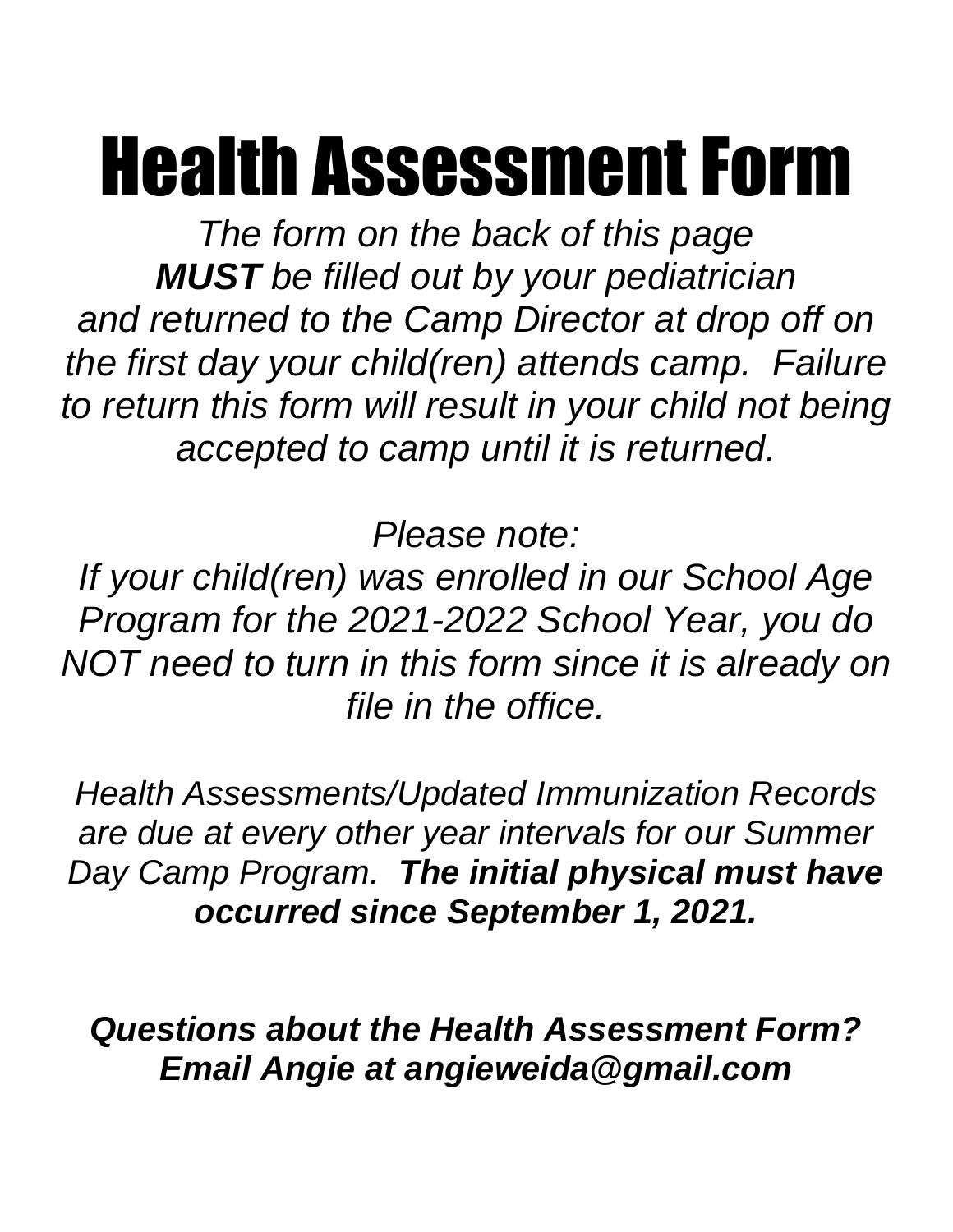# Health Assessment Form

*The form on the back of this page **MUST** be filled out by your pediatrician and returned to the Camp Director at drop off on the first day your child(ren) attends camp. Failure to return this form will result in your child not being accepted to camp until it is returned.*

*Please note:*
*If your child(ren) was enrolled in our School Age Program for the 2021-2022 School Year, you do NOT need to turn in this form since it is already on file in the office.*

*Health Assessments/Updated Immunization Records are due at every other year intervals for our Summer Day Camp Program.* ***The initial physical must have occurred since September 1, 2021.***

***Questions about the Health Assessment Form? Email Angie at angieweida@gmail.com***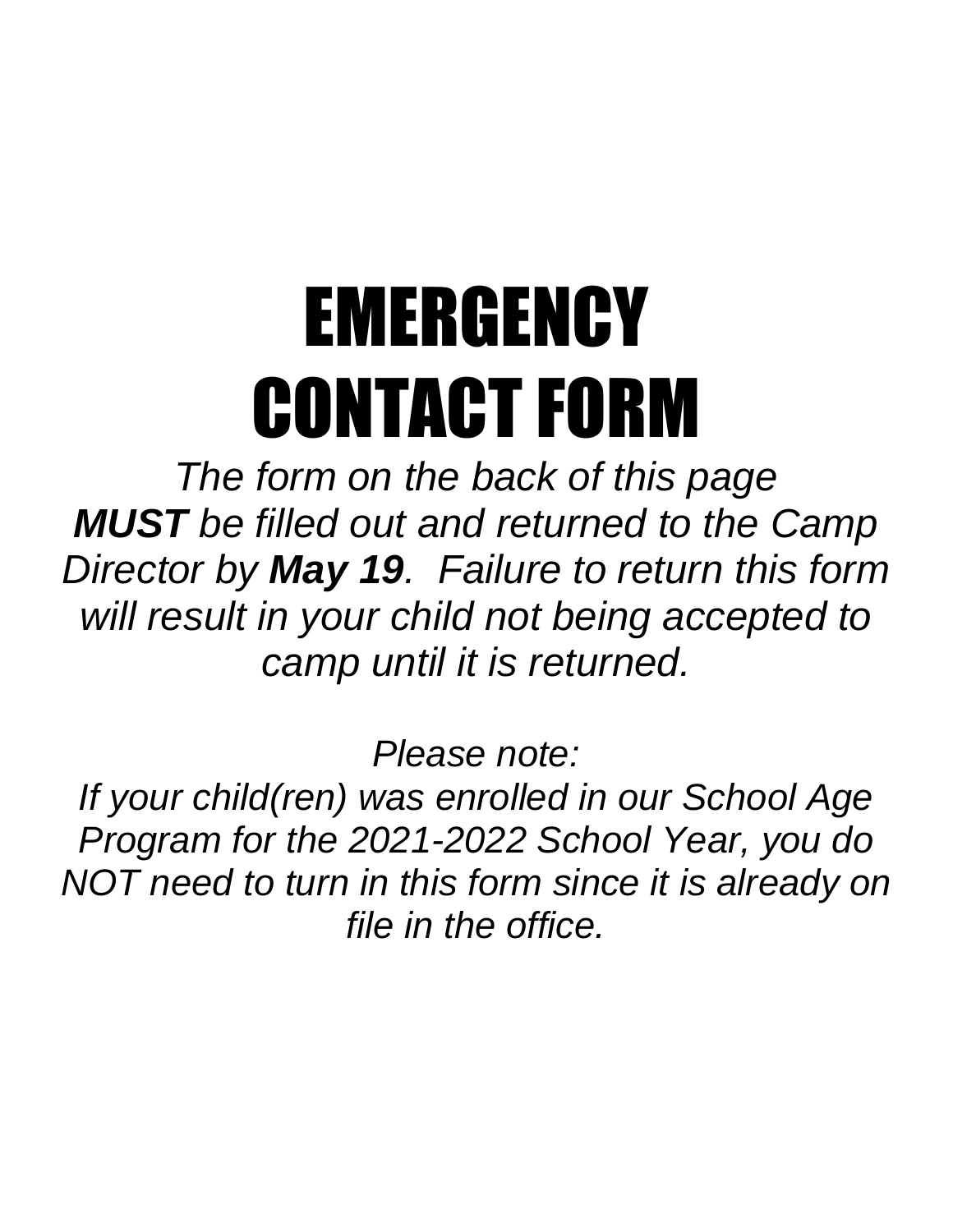# EMERGENCY CONTACT FORM

*The form on the back of this page* ***MUST*** *be filled out and returned to the Camp Director by* ***May 19****. Failure to return this form will result in your child not being accepted to camp until it is returned.*

*Please note:*

*If your child(ren) was enrolled in our School Age Program for the 2021-2022 School Year, you do NOT need to turn in this form since it is already on file in the office.*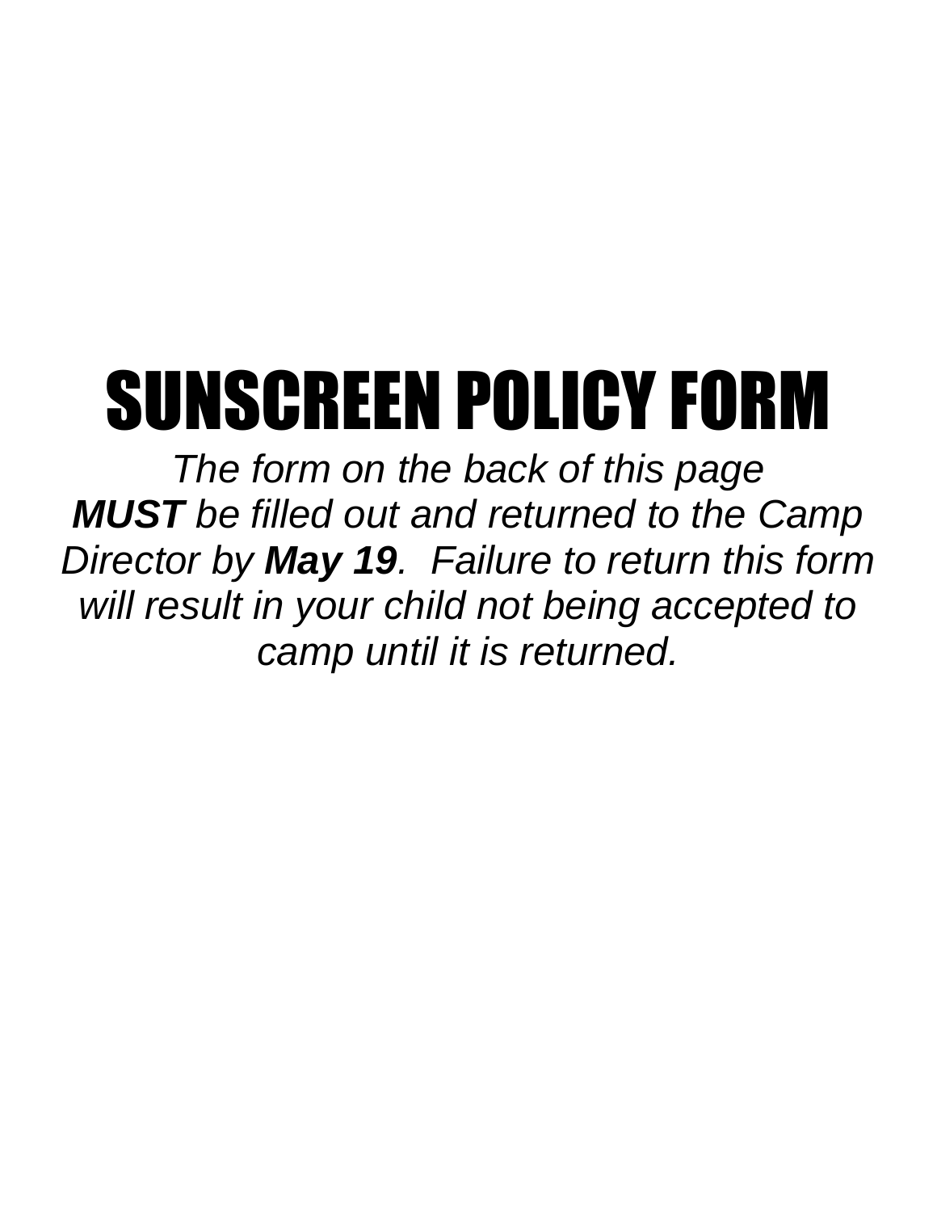# SUNSCREEN POLICY FORM

*The form on the back of this page* ***MUST*** *be filled out and returned to the Camp Director by* ***May 19****. Failure to return this form will result in your child not being accepted to camp until it is returned.*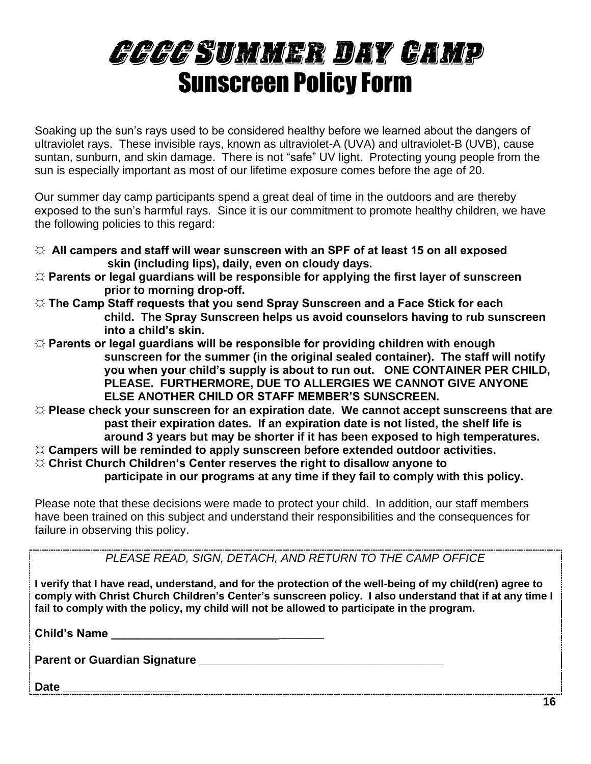# CCCC Summer Day Camp
## Sunscreen Policy Form

Soaking up the sun's rays used to be considered healthy before we learned about the dangers of ultraviolet rays. These invisible rays, known as ultraviolet-A (UVA) and ultraviolet-B (UVB), cause suntan, sunburn, and skin damage. There is not "safe" UV light. Protecting young people from the sun is especially important as most of our lifetime exposure comes before the age of 20.

Our summer day camp participants spend a great deal of time in the outdoors and are thereby exposed to the sun's harmful rays. Since it is our commitment to promote healthy children, we have the following policies to this regard:

- ☼ **All campers and staff will wear sunscreen with an SPF of at least 15 on all exposed skin (including lips), daily, even on cloudy days.**
- ☼ **Parents or legal guardians will be responsible for applying the first layer of sunscreen prior to morning drop-off.**
- ☼ **The Camp Staff requests that you send Spray Sunscreen and a Face Stick for each child. The Spray Sunscreen helps us avoid counselors having to rub sunscreen into a child's skin.**
- ☼ **Parents or legal guardians will be responsible for providing children with enough sunscreen for the summer (in the original sealed container). The staff will notify you when your child's supply is about to run out. ONE CONTAINER PER CHILD, PLEASE. FURTHERMORE, DUE TO ALLERGIES WE CANNOT GIVE ANYONE ELSE ANOTHER CHILD OR STAFF MEMBER'S SUNSCREEN.**
- ☼ **Please check your sunscreen for an expiration date. We cannot accept sunscreens that are past their expiration dates. If an expiration date is not listed, the shelf life is around 3 years but may be shorter if it has been exposed to high temperatures.**
- ☼ **Campers will be reminded to apply sunscreen before extended outdoor activities.**
- ☼ **Christ Church Children's Center reserves the right to disallow anyone to participate in our programs at any time if they fail to comply with this policy.**

Please note that these decisions were made to protect your child. In addition, our staff members have been trained on this subject and understand their responsibilities and the consequences for failure in observing this policy.

---

*PLEASE READ, SIGN, DETACH, AND RETURN TO THE CAMP OFFICE*

**I verify that I have read, understand, and for the protection of the well-being of my child(ren) agree to comply with Christ Church Children's Center's sunscreen policy. I also understand that if at any time I fail to comply with the policy, my child will not be allowed to participate in the program.**

**Child's Name** ________________________________

**Parent or Guardian Signature** ______________________________________

**Date** __________________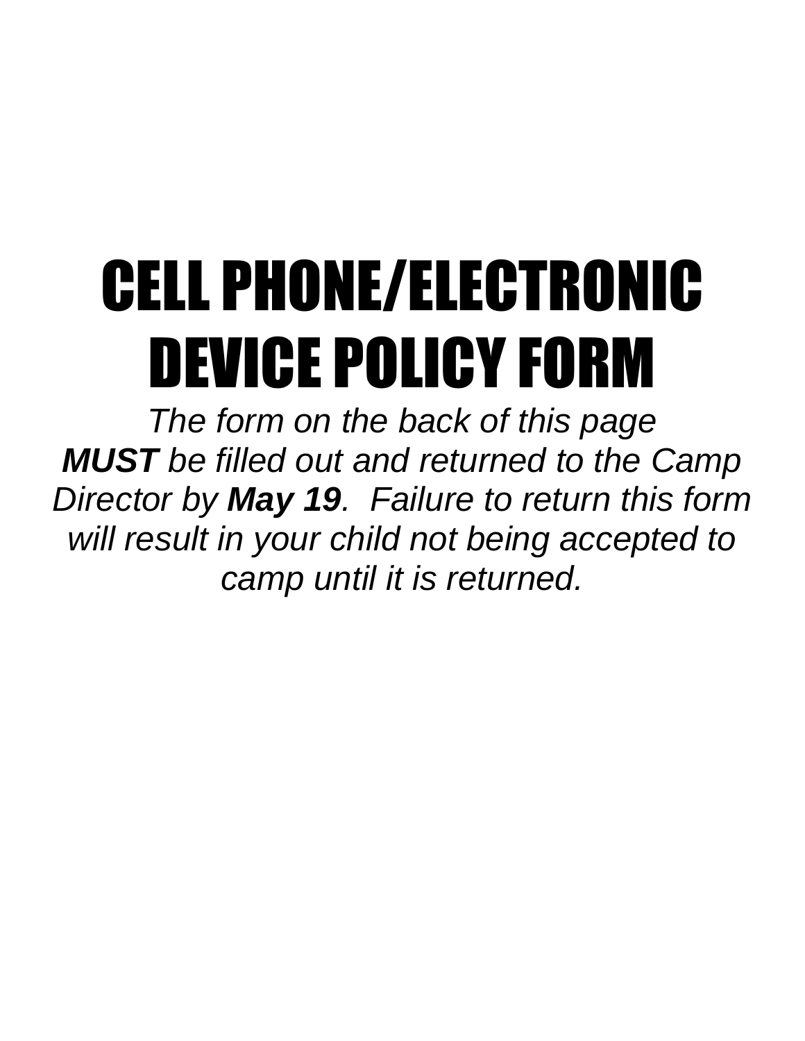# CELL PHONE/ELECTRONIC DEVICE POLICY FORM

*The form on the back of this page* ***MUST*** *be filled out and returned to the Camp Director by* ***May 19****. Failure to return this form will result in your child not being accepted to camp until it is returned.*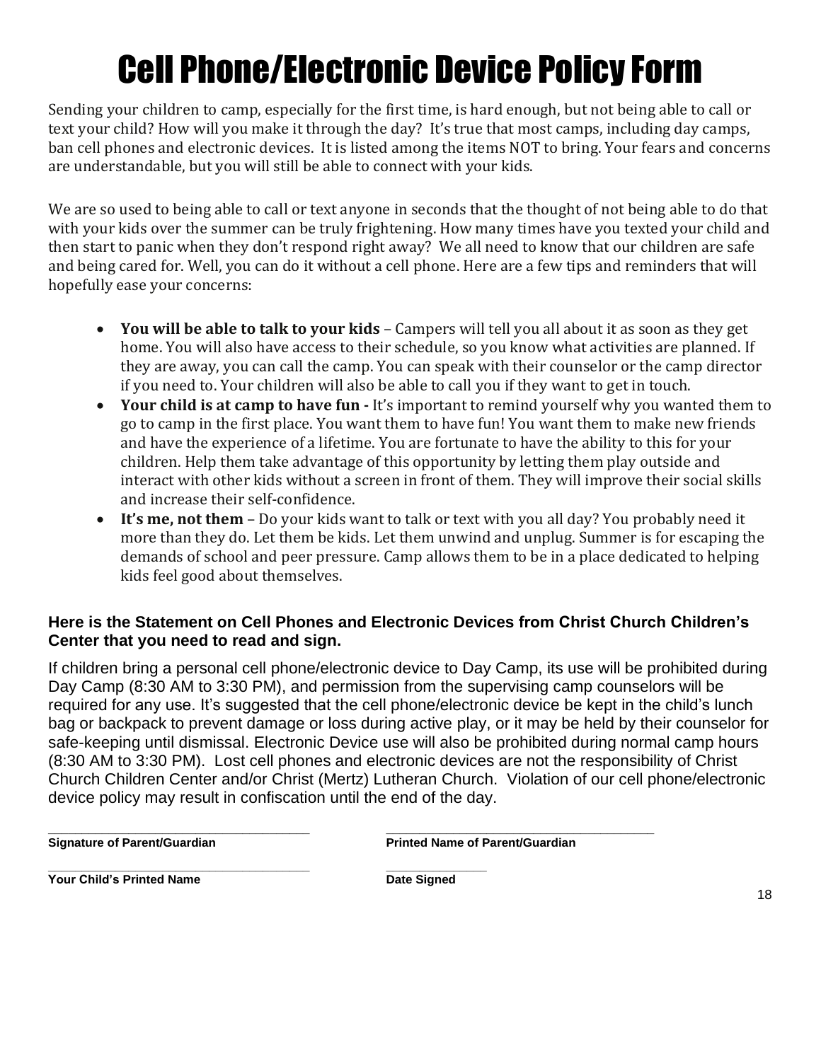# Cell Phone/Electronic Device Policy Form

Sending your children to camp, especially for the first time, is hard enough, but not being able to call or text your child? How will you make it through the day? It's true that most camps, including day camps, ban cell phones and electronic devices. It is listed among the items NOT to bring. Your fears and concerns are understandable, but you will still be able to connect with your kids.

We are so used to being able to call or text anyone in seconds that the thought of not being able to do that with your kids over the summer can be truly frightening. How many times have you texted your child and then start to panic when they don't respond right away? We all need to know that our children are safe and being cared for. Well, you can do it without a cell phone. Here are a few tips and reminders that will hopefully ease your concerns:

- **You will be able to talk to your kids** – Campers will tell you all about it as soon as they get home. You will also have access to their schedule, so you know what activities are planned. If they are away, you can call the camp. You can speak with their counselor or the camp director if you need to. Your children will also be able to call you if they want to get in touch.
- **Your child is at camp to have fun -** It's important to remind yourself why you wanted them to go to camp in the first place. You want them to have fun! You want them to make new friends and have the experience of a lifetime. You are fortunate to have the ability to this for your children. Help them take advantage of this opportunity by letting them play outside and interact with other kids without a screen in front of them. They will improve their social skills and increase their self-confidence.
- **It's me, not them** – Do your kids want to talk or text with you all day? You probably need it more than they do. Let them be kids. Let them unwind and unplug. Summer is for escaping the demands of school and peer pressure. Camp allows them to be in a place dedicated to helping kids feel good about themselves.

**Here is the Statement on Cell Phones and Electronic Devices from Christ Church Children's Center that you need to read and sign.**

If children bring a personal cell phone/electronic device to Day Camp, its use will be prohibited during Day Camp (8:30 AM to 3:30 PM), and permission from the supervising camp counselors will be required for any use. It's suggested that the cell phone/electronic device be kept in the child's lunch bag or backpack to prevent damage or loss during active play, or it may be held by their counselor for safe-keeping until dismissal. Electronic Device use will also be prohibited during normal camp hours (8:30 AM to 3:30 PM). Lost cell phones and electronic devices are not the responsibility of Christ Church Children Center and/or Christ (Mertz) Lutheran Church. Violation of our cell phone/electronic device policy may result in confiscation until the end of the day.

_______________________________________ &nbsp;&nbsp;&nbsp;&nbsp; _______________________________________
**Signature of Parent/Guardian** &nbsp;&nbsp;&nbsp;&nbsp; **Printed Name of Parent/Guardian**

_______________________________________ &nbsp;&nbsp;&nbsp;&nbsp; _______________
**Your Child's Printed Name** &nbsp;&nbsp;&nbsp;&nbsp; **Date Signed**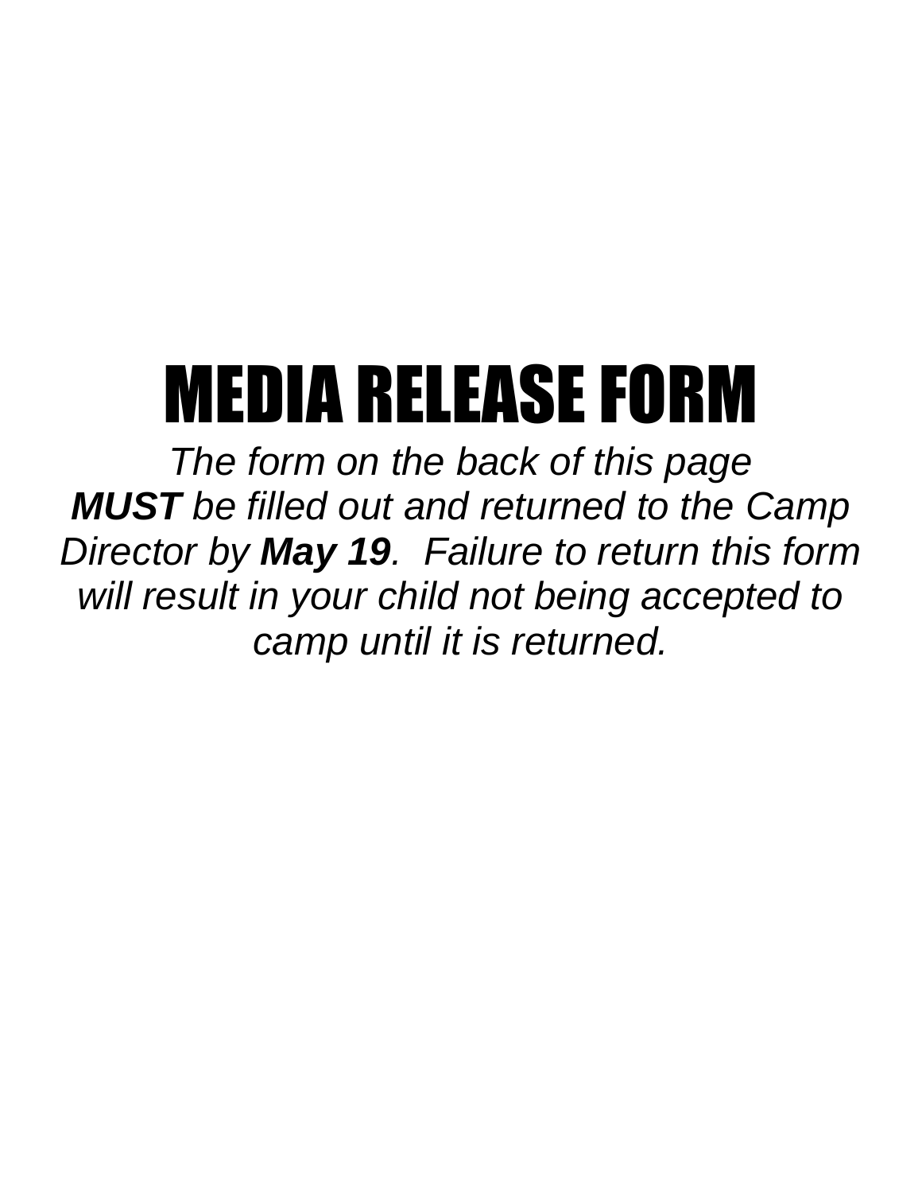# MEDIA RELEASE FORM

*The form on the back of this page* ***MUST*** *be filled out and returned to the Camp Director by* ***May 19****. Failure to return this form will result in your child not being accepted to camp until it is returned.*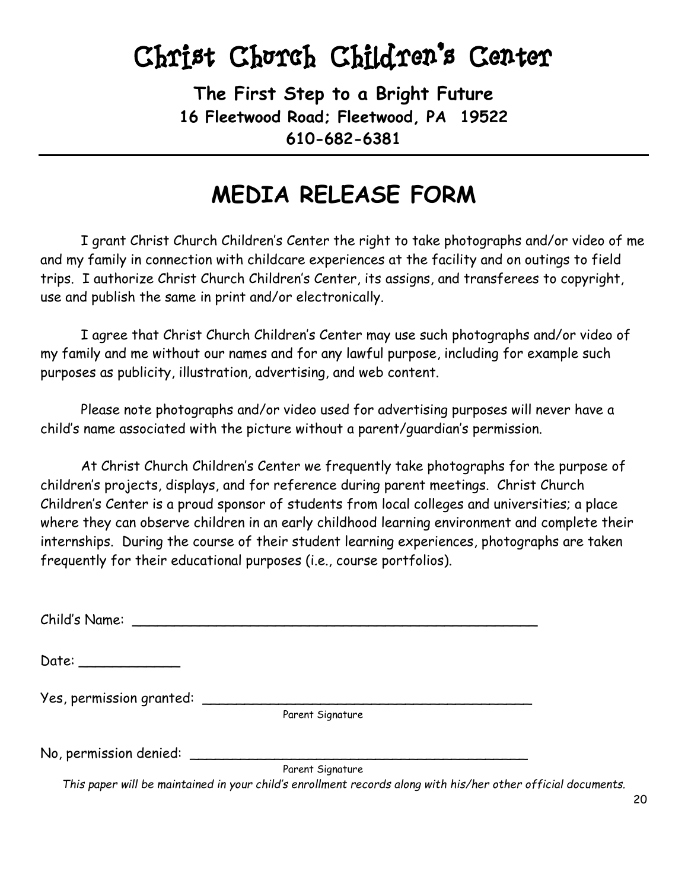# Christ Church Children's Center

**The First Step to a Bright Future**
**16 Fleetwood Road; Fleetwood, PA 19522**
**610-682-6381**

---

## MEDIA RELEASE FORM

I grant Christ Church Children's Center the right to take photographs and/or video of me and my family in connection with childcare experiences at the facility and on outings to field trips. I authorize Christ Church Children's Center, its assigns, and transferees to copyright, use and publish the same in print and/or electronically.

I agree that Christ Church Children's Center may use such photographs and/or video of my family and me without our names and for any lawful purpose, including for example such purposes as publicity, illustration, advertising, and web content.

Please note photographs and/or video used for advertising purposes will never have a child's name associated with the picture without a parent/guardian's permission.

At Christ Church Children's Center we frequently take photographs for the purpose of children's projects, displays, and for reference during parent meetings. Christ Church Children's Center is a proud sponsor of students from local colleges and universities; a place where they can observe children in an early childhood learning environment and complete their internships. During the course of their student learning experiences, photographs are taken frequently for their educational purposes (i.e., course portfolios).

Child's Name: ______________________________________________

Date: ____________

Yes, permission granted: ________________________________________
Parent Signature

No, permission denied: __________________________________________
Parent Signature

*This paper will be maintained in your child's enrollment records along with his/her other official documents.*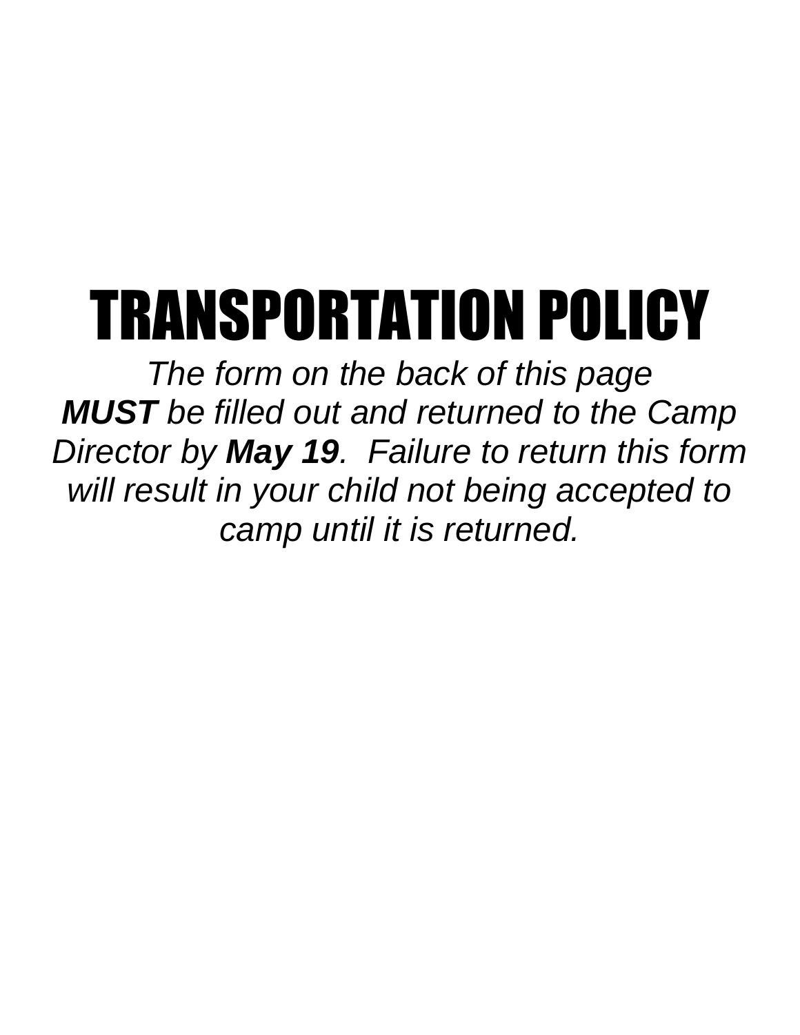# TRANSPORTATION POLICY

*The form on the back of this page* ***MUST*** *be filled out and returned to the Camp Director by* ***May 19****. Failure to return this form will result in your child not being accepted to camp until it is returned.*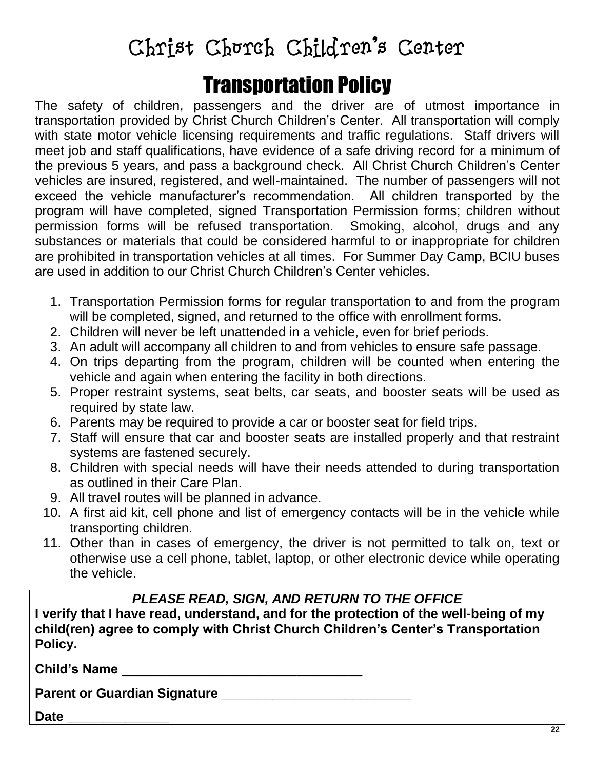# Christ Church Children's Center

## Transportation Policy

The safety of children, passengers and the driver are of utmost importance in transportation provided by Christ Church Children's Center. All transportation will comply with state motor vehicle licensing requirements and traffic regulations. Staff drivers will meet job and staff qualifications, have evidence of a safe driving record for a minimum of the previous 5 years, and pass a background check. All Christ Church Children's Center vehicles are insured, registered, and well-maintained. The number of passengers will not exceed the vehicle manufacturer's recommendation. All children transported by the program will have completed, signed Transportation Permission forms; children without permission forms will be refused transportation. Smoking, alcohol, drugs and any substances or materials that could be considered harmful to or inappropriate for children are prohibited in transportation vehicles at all times. For Summer Day Camp, BCIU buses are used in addition to our Christ Church Children's Center vehicles.

1. Transportation Permission forms for regular transportation to and from the program will be completed, signed, and returned to the office with enrollment forms.
2. Children will never be left unattended in a vehicle, even for brief periods.
3. An adult will accompany all children to and from vehicles to ensure safe passage.
4. On trips departing from the program, children will be counted when entering the vehicle and again when entering the facility in both directions.
5. Proper restraint systems, seat belts, car seats, and booster seats will be used as required by state law.
6. Parents may be required to provide a car or booster seat for field trips.
7. Staff will ensure that car and booster seats are installed properly and that restraint systems are fastened securely.
8. Children with special needs will have their needs attended to during transportation as outlined in their Care Plan.
9. All travel routes will be planned in advance.
10. A first aid kit, cell phone and list of emergency contacts will be in the vehicle while transporting children.
11. Other than in cases of emergency, the driver is not permitted to talk on, text or otherwise use a cell phone, tablet, laptop, or other electronic device while operating the vehicle.

***PLEASE READ, SIGN, AND RETURN TO THE OFFICE***

**I verify that I have read, understand, and for the protection of the well-being of my child(ren) agree to comply with Christ Church Children's Center's Transportation Policy.**

**Child's Name** ________________________________

**Parent or Guardian Signature** __________________________

**Date** ______________